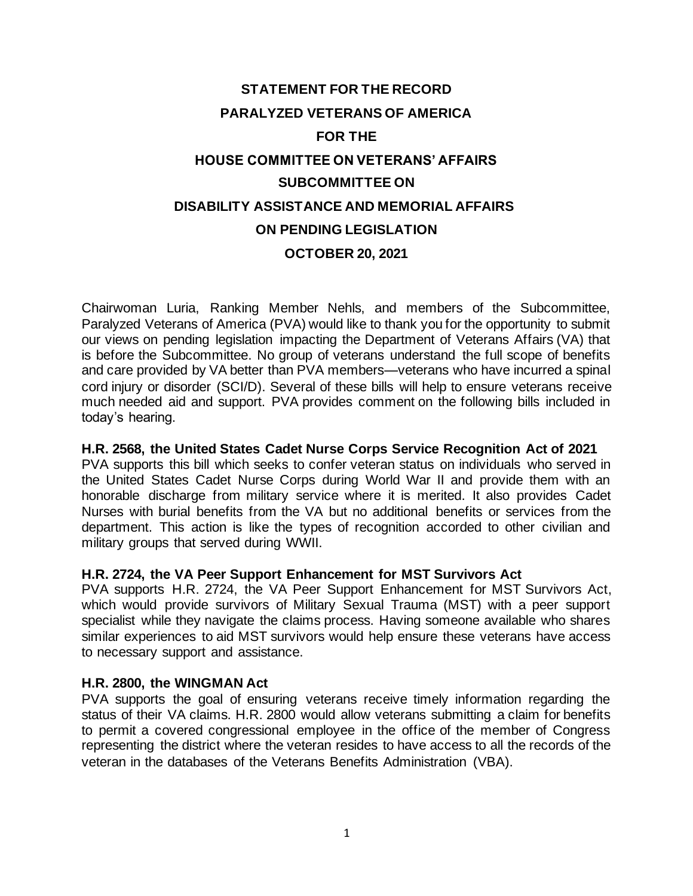# STATEMENT FOR THE RECORD

# PARALYZED VETERANS OF AMERICA

# FOR THE

# HOUSE COMMITTEE ON VETERANS' AFFAIRS

# SUBCOMMITTEE ON

# DISABILITY ASSISTANCE AND MEMORIAL AFFAIRS

# ON PENDING LEGISLATION

# OCTOBER 20, 2021

Chairwoman Luria, Ranking Member Nehls, and members of the Subcommittee, Paralyzed Veterans of America (PVA) would like to thank you for the opportunity to submit our views on pending legislation impacting the Department of Veterans Affairs (VA) that is before the Subcommittee. No group of veterans understand the full scope of benefits and care provided by VA better than PVA members—veterans who have incurred a spinal cord injury or disorder (SCI/D). Several of these bills will help to ensure veterans receive much needed aid and support. PVA provides comment on the following bills included in today's hearing.

**H.R. 2568, the United States Cadet Nurse Corps Service Recognition Act of 2021**

PVA supports this bill which seeks to confer veteran status on individuals who served in the United States Cadet Nurse Corps during World War II and provide them with an honorable discharge from military service where it is merited. It also provides Cadet Nurses with burial benefits from the VA but no additional benefits or services from the department. This action is like the types of recognition accorded to other civilian and military groups that served during WWII.

**H.R. 2724, the VA Peer Support Enhancement for MST Survivors Act**

PVA supports H.R. 2724, the VA Peer Support Enhancement for MST Survivors Act, which would provide survivors of Military Sexual Trauma (MST) with a peer support specialist while they navigate the claims process. Having someone available who shares similar experiences to aid MST survivors would help ensure these veterans have access to necessary support and assistance.

**H.R. 2800, the WINGMAN Act**

PVA supports the goal of ensuring veterans receive timely information regarding the status of their VA claims. H.R. 2800 would allow veterans submitting a claim for benefits to permit a covered congressional employee in the office of the member of Congress representing the district where the veteran resides to have access to all the records of the veteran in the databases of the Veterans Benefits Administration (VBA).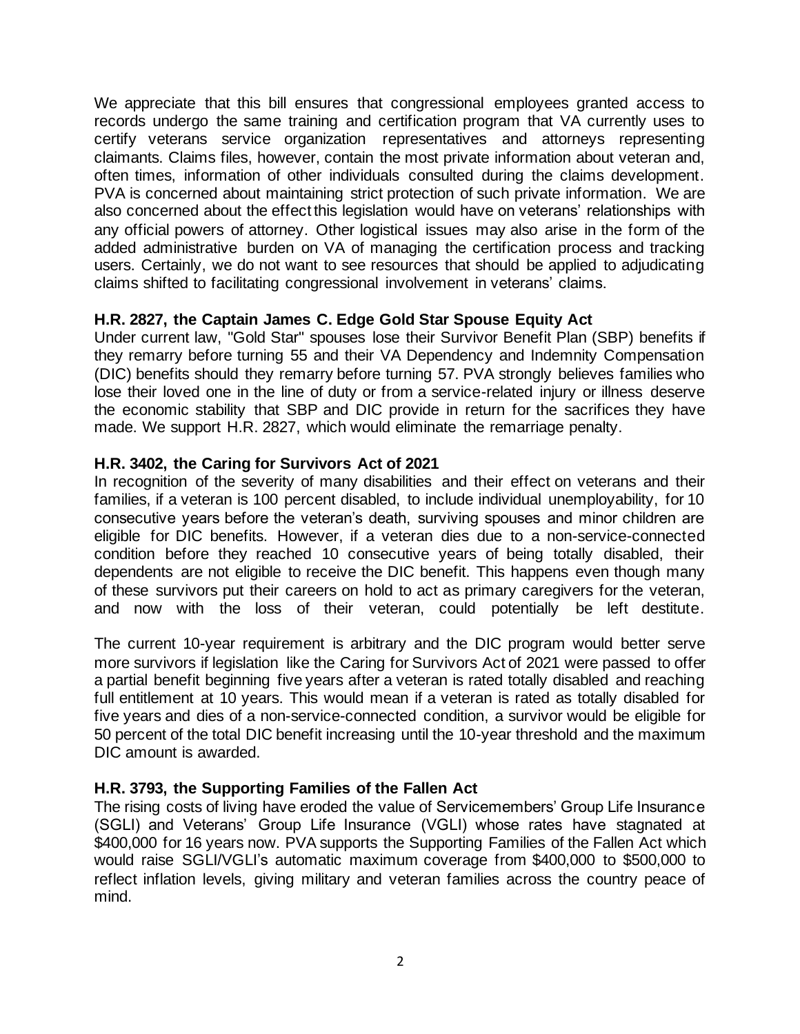We appreciate that this bill ensures that congressional employees granted access to records undergo the same training and certification program that VA currently uses to certify veterans service organization representatives and attorneys representing claimants. Claims files, however, contain the most private information about veteran and, often times, information of other individuals consulted during the claims development. PVA is concerned about maintaining strict protection of such private information. We are also concerned about the effect this legislation would have on veterans' relationships with any official powers of attorney. Other logistical issues may also arise in the form of the added administrative burden on VA of managing the certification process and tracking users. Certainly, we do not want to see resources that should be applied to adjudicating claims shifted to facilitating congressional involvement in veterans' claims.

**H.R. 2827, the Captain James C. Edge Gold Star Spouse Equity Act**

Under current law, "Gold Star" spouses lose their Survivor Benefit Plan (SBP) benefits if they remarry before turning 55 and their VA Dependency and Indemnity Compensation (DIC) benefits should they remarry before turning 57. PVA strongly believes families who lose their loved one in the line of duty or from a service-related injury or illness deserve the economic stability that SBP and DIC provide in return for the sacrifices they have made. We support H.R. 2827, which would eliminate the remarriage penalty.

**H.R. 3402, the Caring for Survivors Act of 2021**

In recognition of the severity of many disabilities and their effect on veterans and their families, if a veteran is 100 percent disabled, to include individual unemployability, for 10 consecutive years before the veteran's death, surviving spouses and minor children are eligible for DIC benefits. However, if a veteran dies due to a non-service-connected condition before they reached 10 consecutive years of being totally disabled, their dependents are not eligible to receive the DIC benefit. This happens even though many of these survivors put their careers on hold to act as primary caregivers for the veteran, and now with the loss of their veteran, could potentially be left destitute.

The current 10-year requirement is arbitrary and the DIC program would better serve more survivors if legislation like the Caring for Survivors Act of 2021 were passed to offer a partial benefit beginning five years after a veteran is rated totally disabled and reaching full entitlement at 10 years. This would mean if a veteran is rated as totally disabled for five years and dies of a non-service-connected condition, a survivor would be eligible for 50 percent of the total DIC benefit increasing until the 10-year threshold and the maximum DIC amount is awarded.

**H.R. 3793, the Supporting Families of the Fallen Act**

The rising costs of living have eroded the value of Servicemembers' Group Life Insurance (SGLI) and Veterans' Group Life Insurance (VGLI) whose rates have stagnated at $400,000 for 16 years now. PVA supports the Supporting Families of the Fallen Act which would raise SGLI/VGLI's automatic maximum coverage from $400,000 to $500,000 to reflect inflation levels, giving military and veteran families across the country peace of mind.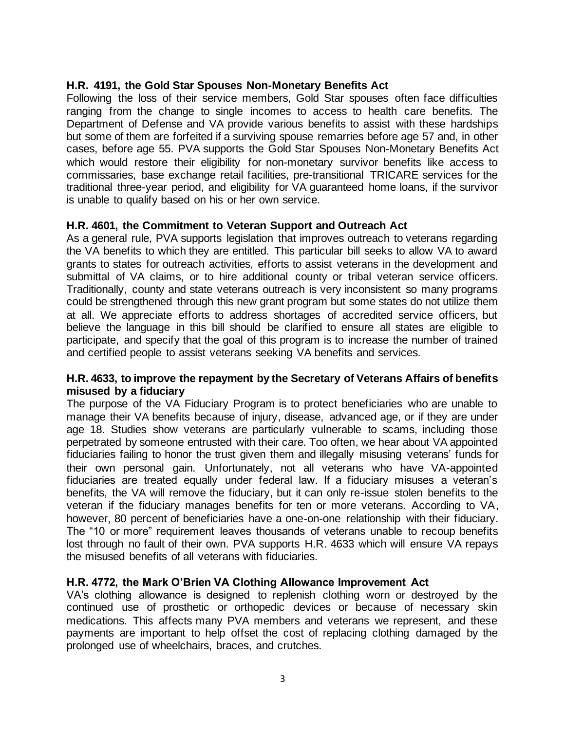**H.R. 4191, the Gold Star Spouses Non-Monetary Benefits Act**

Following the loss of their service members, Gold Star spouses often face difficulties ranging from the change to single incomes to access to health care benefits. The Department of Defense and VA provide various benefits to assist with these hardships but some of them are forfeited if a surviving spouse remarries before age 57 and, in other cases, before age 55. PVA supports the Gold Star Spouses Non-Monetary Benefits Act which would restore their eligibility for non-monetary survivor benefits like access to commissaries, base exchange retail facilities, pre-transitional TRICARE services for the traditional three-year period, and eligibility for VA guaranteed home loans, if the survivor is unable to qualify based on his or her own service.

**H.R. 4601, the Commitment to Veteran Support and Outreach Act**

As a general rule, PVA supports legislation that improves outreach to veterans regarding the VA benefits to which they are entitled. This particular bill seeks to allow VA to award grants to states for outreach activities, efforts to assist veterans in the development and submittal of VA claims, or to hire additional county or tribal veteran service officers. Traditionally, county and state veterans outreach is very inconsistent so many programs could be strengthened through this new grant program but some states do not utilize them at all. We appreciate efforts to address shortages of accredited service officers, but believe the language in this bill should be clarified to ensure all states are eligible to participate, and specify that the goal of this program is to increase the number of trained and certified people to assist veterans seeking VA benefits and services.

**H.R. 4633, to improve the repayment by the Secretary of Veterans Affairs of benefits misused by a fiduciary**

The purpose of the VA Fiduciary Program is to protect beneficiaries who are unable to manage their VA benefits because of injury, disease, advanced age, or if they are under age 18. Studies show veterans are particularly vulnerable to scams, including those perpetrated by someone entrusted with their care. Too often, we hear about VA appointed fiduciaries failing to honor the trust given them and illegally misusing veterans' funds for their own personal gain. Unfortunately, not all veterans who have VA-appointed fiduciaries are treated equally under federal law. If a fiduciary misuses a veteran's benefits, the VA will remove the fiduciary, but it can only re-issue stolen benefits to the veteran if the fiduciary manages benefits for ten or more veterans. According to VA, however, 80 percent of beneficiaries have a one-on-one relationship with their fiduciary. The "10 or more" requirement leaves thousands of veterans unable to recoup benefits lost through no fault of their own. PVA supports H.R. 4633 which will ensure VA repays the misused benefits of all veterans with fiduciaries.

**H.R. 4772, the Mark O'Brien VA Clothing Allowance Improvement Act**

VA's clothing allowance is designed to replenish clothing worn or destroyed by the continued use of prosthetic or orthopedic devices or because of necessary skin medications. This affects many PVA members and veterans we represent, and these payments are important to help offset the cost of replacing clothing damaged by the prolonged use of wheelchairs, braces, and crutches.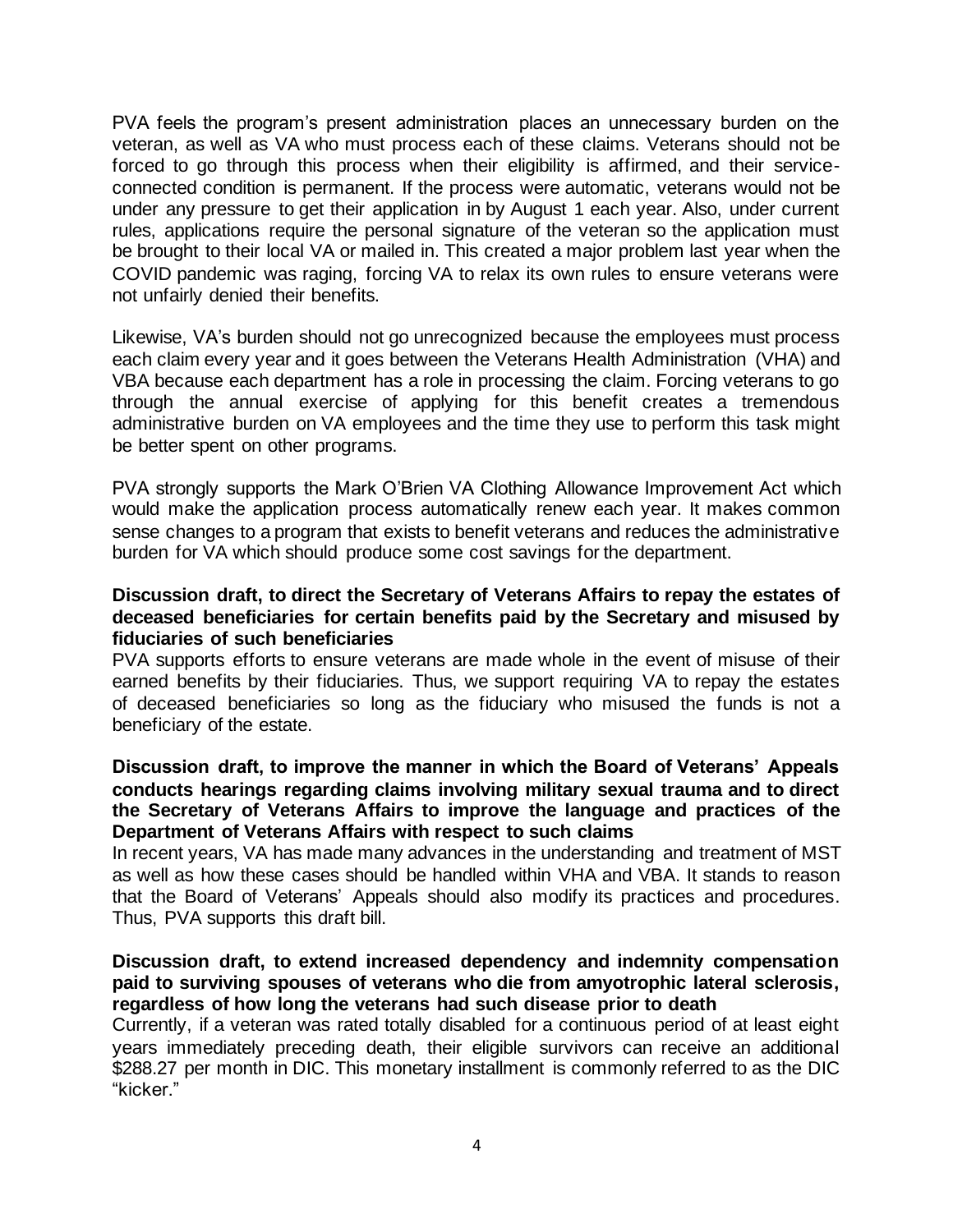PVA feels the program's present administration places an unnecessary burden on the veteran, as well as VA who must process each of these claims. Veterans should not be forced to go through this process when their eligibility is affirmed, and their service-connected condition is permanent. If the process were automatic, veterans would not be under any pressure to get their application in by August 1 each year. Also, under current rules, applications require the personal signature of the veteran so the application must be brought to their local VA or mailed in. This created a major problem last year when the COVID pandemic was raging, forcing VA to relax its own rules to ensure veterans were not unfairly denied their benefits.

Likewise, VA's burden should not go unrecognized because the employees must process each claim every year and it goes between the Veterans Health Administration (VHA) and VBA because each department has a role in processing the claim. Forcing veterans to go through the annual exercise of applying for this benefit creates a tremendous administrative burden on VA employees and the time they use to perform this task might be better spent on other programs.

PVA strongly supports the Mark O'Brien VA Clothing Allowance Improvement Act which would make the application process automatically renew each year. It makes common sense changes to a program that exists to benefit veterans and reduces the administrative burden for VA which should produce some cost savings for the department.

**Discussion draft, to direct the Secretary of Veterans Affairs to repay the estates of deceased beneficiaries for certain benefits paid by the Secretary and misused by fiduciaries of such beneficiaries**

PVA supports efforts to ensure veterans are made whole in the event of misuse of their earned benefits by their fiduciaries. Thus, we support requiring VA to repay the estates of deceased beneficiaries so long as the fiduciary who misused the funds is not a beneficiary of the estate.

**Discussion draft, to improve the manner in which the Board of Veterans' Appeals conducts hearings regarding claims involving military sexual trauma and to direct the Secretary of Veterans Affairs to improve the language and practices of the Department of Veterans Affairs with respect to such claims**

In recent years, VA has made many advances in the understanding and treatment of MST as well as how these cases should be handled within VHA and VBA. It stands to reason that the Board of Veterans' Appeals should also modify its practices and procedures. Thus, PVA supports this draft bill.

**Discussion draft, to extend increased dependency and indemnity compensation paid to surviving spouses of veterans who die from amyotrophic lateral sclerosis, regardless of how long the veterans had such disease prior to death**

Currently, if a veteran was rated totally disabled for a continuous period of at least eight years immediately preceding death, their eligible survivors can receive an additional $288.27 per month in DIC. This monetary installment is commonly referred to as the DIC "kicker."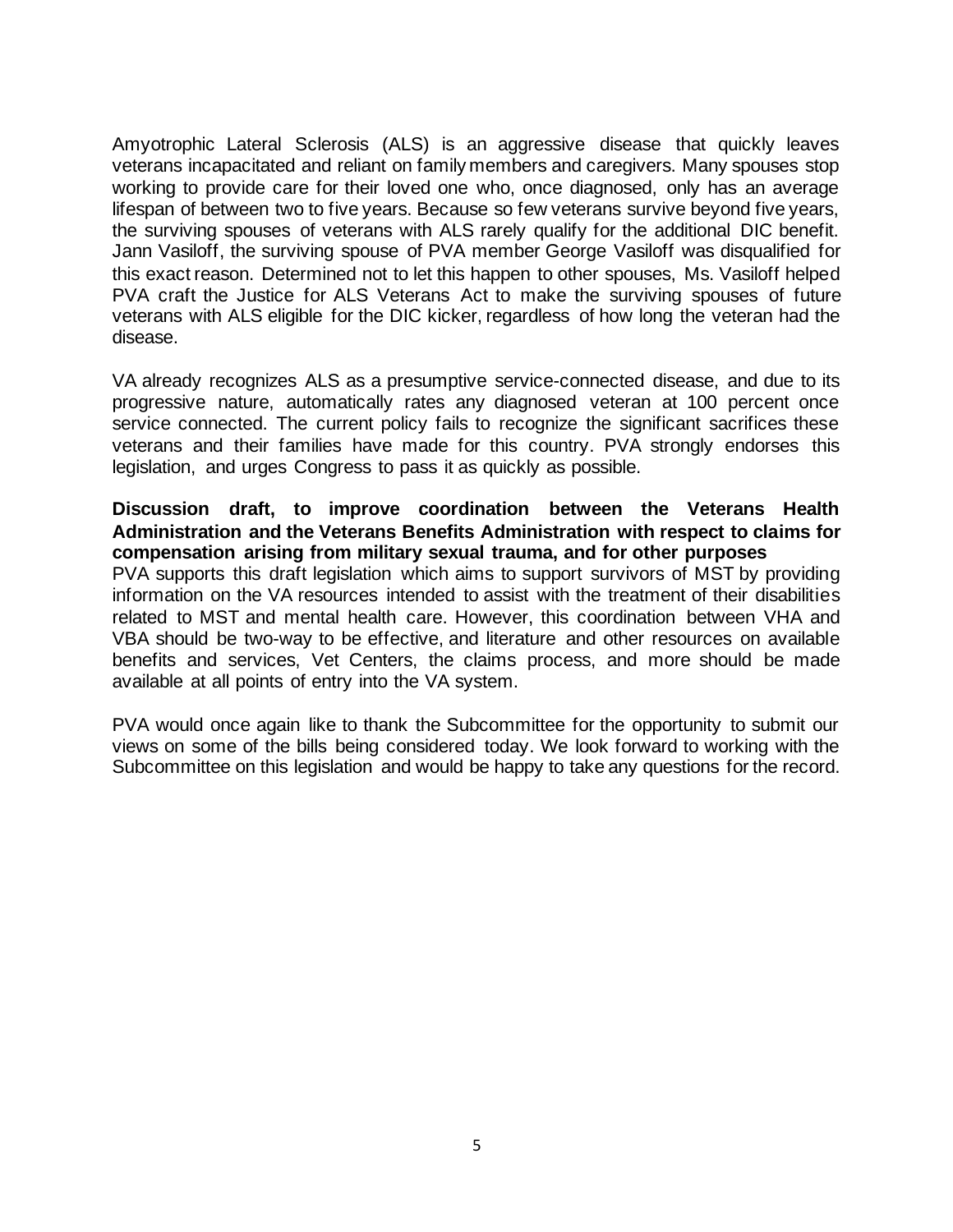Amyotrophic Lateral Sclerosis (ALS) is an aggressive disease that quickly leaves veterans incapacitated and reliant on family members and caregivers. Many spouses stop working to provide care for their loved one who, once diagnosed, only has an average lifespan of between two to five years. Because so few veterans survive beyond five years, the surviving spouses of veterans with ALS rarely qualify for the additional DIC benefit. Jann Vasiloff, the surviving spouse of PVA member George Vasiloff was disqualified for this exact reason. Determined not to let this happen to other spouses, Ms. Vasiloff helped PVA craft the Justice for ALS Veterans Act to make the surviving spouses of future veterans with ALS eligible for the DIC kicker, regardless of how long the veteran had the disease.

VA already recognizes ALS as a presumptive service-connected disease, and due to its progressive nature, automatically rates any diagnosed veteran at 100 percent once service connected. The current policy fails to recognize the significant sacrifices these veterans and their families have made for this country. PVA strongly endorses this legislation, and urges Congress to pass it as quickly as possible.

**Discussion draft, to improve coordination between the Veterans Health Administration and the Veterans Benefits Administration with respect to claims for compensation arising from military sexual trauma, and for other purposes**

PVA supports this draft legislation which aims to support survivors of MST by providing information on the VA resources intended to assist with the treatment of their disabilities related to MST and mental health care. However, this coordination between VHA and VBA should be two-way to be effective, and literature and other resources on available benefits and services, Vet Centers, the claims process, and more should be made available at all points of entry into the VA system.

PVA would once again like to thank the Subcommittee for the opportunity to submit our views on some of the bills being considered today. We look forward to working with the Subcommittee on this legislation and would be happy to take any questions for the record.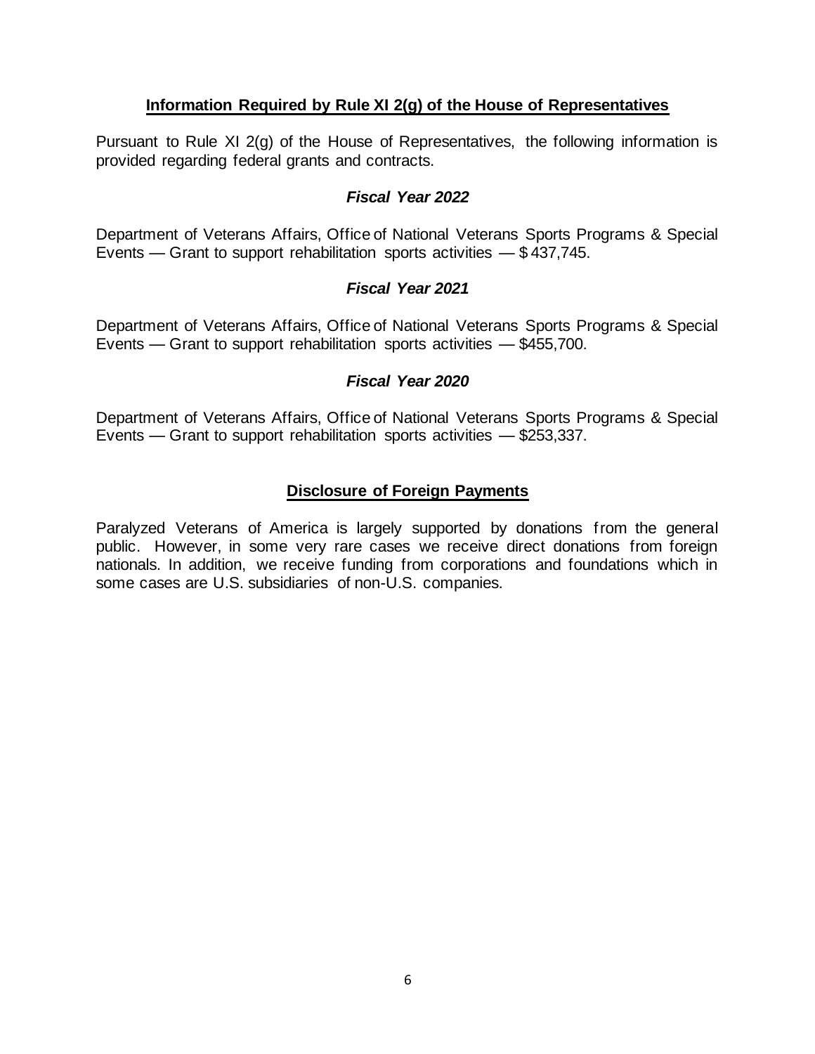## Information Required by Rule XI 2(g) of the House of Representatives

Pursuant to Rule XI 2(g) of the House of Representatives, the following information is provided regarding federal grants and contracts.

### *Fiscal Year 2022*

Department of Veterans Affairs, Office of National Veterans Sports Programs & Special Events — Grant to support rehabilitation sports activities — $ 437,745.

### *Fiscal Year 2021*

Department of Veterans Affairs, Office of National Veterans Sports Programs & Special Events — Grant to support rehabilitation sports activities — $455,700.

### *Fiscal Year 2020*

Department of Veterans Affairs, Office of National Veterans Sports Programs & Special Events — Grant to support rehabilitation sports activities — $253,337.

## Disclosure of Foreign Payments

Paralyzed Veterans of America is largely supported by donations from the general public. However, in some very rare cases we receive direct donations from foreign nationals. In addition, we receive funding from corporations and foundations which in some cases are U.S. subsidiaries of non-U.S. companies.